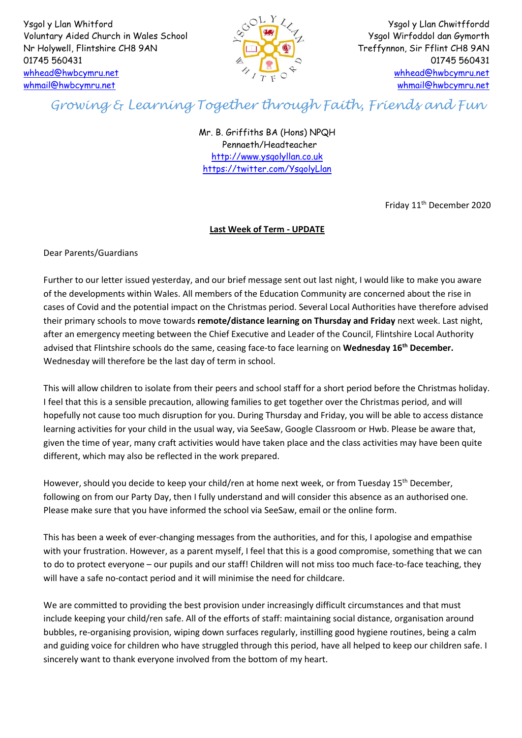Ysgol y Llan Whitford
Voluntary Aided Church in Wales School
Nr Holywell, Flintshire CH8 9AN
01745 560431
whhead@hwbcymru.net
whmail@hwbcymru.net

Ysgol y Llan Chwitffordd
Ysgol Wirfoddol dan Gymorth
Treffynnon, Sir Fflint CH8 9AN
01745 560431
whhead@hwbcymru.net
whmail@hwbcymru.net

*Growing & Learning Together through Faith, Friends and Fun*

Mr. B. Griffiths BA (Hons) NPQH
Pennaeth/Headteacher
http://www.ysgolyllan.co.uk
https://twitter.com/YsgolyLlan

Friday 11th December 2020

**Last Week of Term - UPDATE**

Dear Parents/Guardians

Further to our letter issued yesterday, and our brief message sent out last night, I would like to make you aware of the developments within Wales. All members of the Education Community are concerned about the rise in cases of Covid and the potential impact on the Christmas period. Several Local Authorities have therefore advised their primary schools to move towards **remote/distance learning on Thursday and Friday** next week. Last night, after an emergency meeting between the Chief Executive and Leader of the Council, Flintshire Local Authority advised that Flintshire schools do the same, ceasing face-to face learning on **Wednesday 16th December.** Wednesday will therefore be the last day of term in school.

This will allow children to isolate from their peers and school staff for a short period before the Christmas holiday. I feel that this is a sensible precaution, allowing families to get together over the Christmas period, and will hopefully not cause too much disruption for you. During Thursday and Friday, you will be able to access distance learning activities for your child in the usual way, via SeeSaw, Google Classroom or Hwb. Please be aware that, given the time of year, many craft activities would have taken place and the class activities may have been quite different, which may also be reflected in the work prepared.

However, should you decide to keep your child/ren at home next week, or from Tuesday 15th December, following on from our Party Day, then I fully understand and will consider this absence as an authorised one. Please make sure that you have informed the school via SeeSaw, email or the online form.

This has been a week of ever-changing messages from the authorities, and for this, I apologise and empathise with your frustration. However, as a parent myself, I feel that this is a good compromise, something that we can to do to protect everyone – our pupils and our staff! Children will not miss too much face-to-face teaching, they will have a safe no-contact period and it will minimise the need for childcare.

We are committed to providing the best provision under increasingly difficult circumstances and that must include keeping your child/ren safe. All of the efforts of staff: maintaining social distance, organisation around bubbles, re-organising provision, wiping down surfaces regularly, instilling good hygiene routines, being a calm and guiding voice for children who have struggled through this period, have all helped to keep our children safe. I sincerely want to thank everyone involved from the bottom of my heart.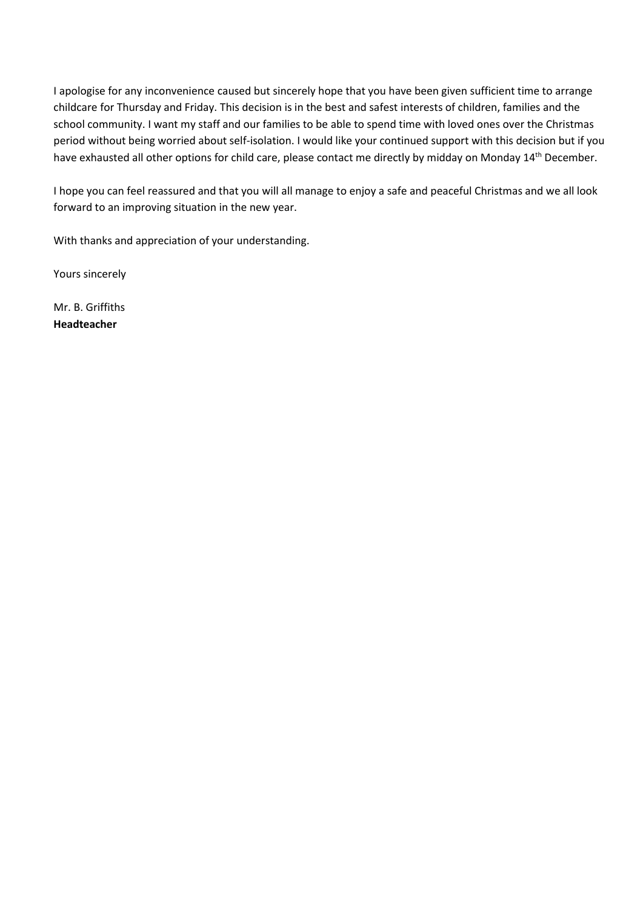I apologise for any inconvenience caused but sincerely hope that you have been given sufficient time to arrange childcare for Thursday and Friday. This decision is in the best and safest interests of children, families and the school community. I want my staff and our families to be able to spend time with loved ones over the Christmas period without being worried about self-isolation. I would like your continued support with this decision but if you have exhausted all other options for child care, please contact me directly by midday on Monday 14th December.

I hope you can feel reassured and that you will all manage to enjoy a safe and peaceful Christmas and we all look forward to an improving situation in the new year.

With thanks and appreciation of your understanding.

Yours sincerely

Mr. B. Griffiths
**Headteacher**